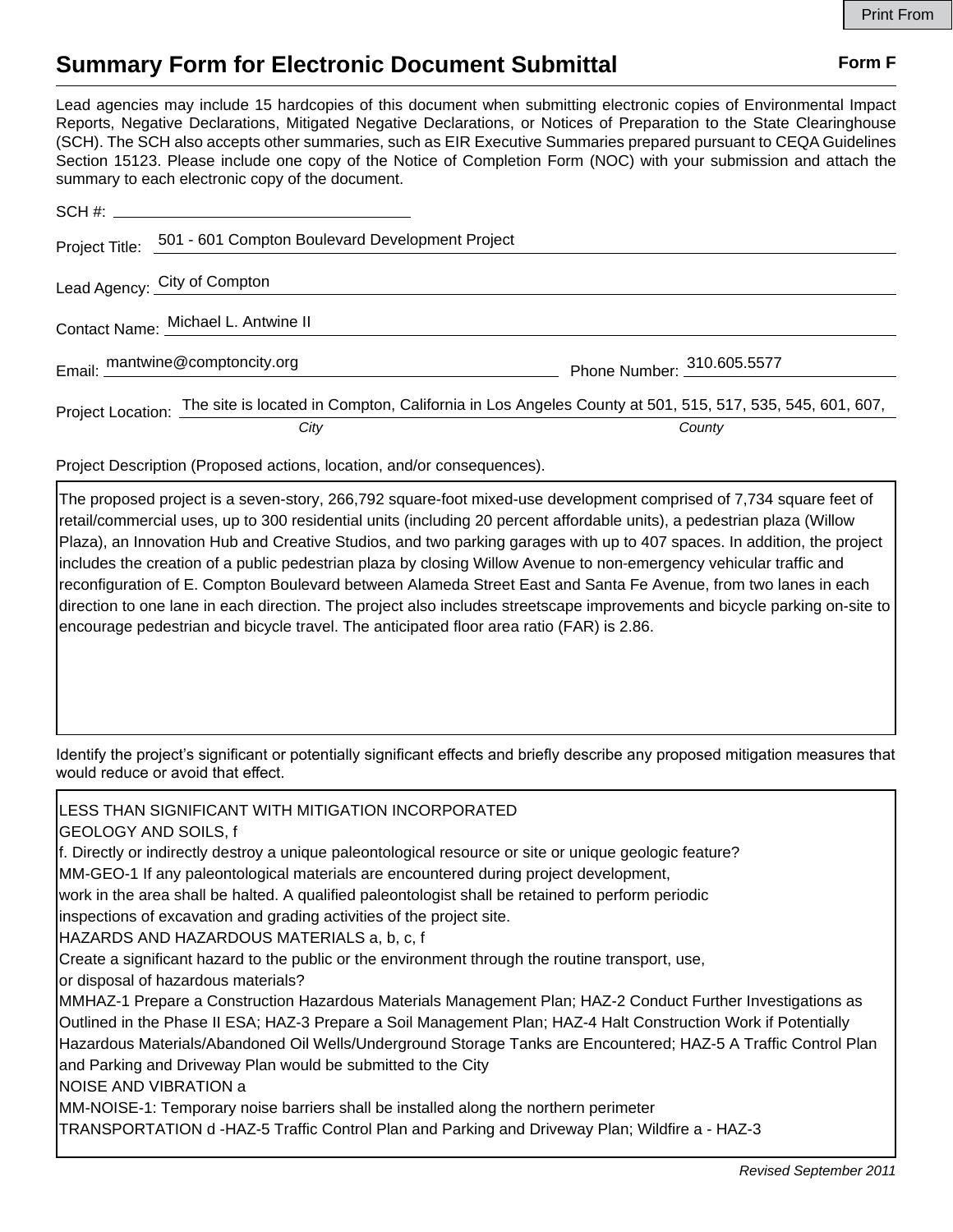Print From

# Summary Form for Electronic Document Submittal

**Form F**

Lead agencies may include 15 hardcopies of this document when submitting electronic copies of Environmental Impact Reports, Negative Declarations, Mitigated Negative Declarations, or Notices of Preparation to the State Clearinghouse (SCH). The SCH also accepts other summaries, such as EIR Executive Summaries prepared pursuant to CEQA Guidelines Section 15123. Please include one copy of the Notice of Completion Form (NOC) with your submission and attach the summary to each electronic copy of the document.

SCH #: 

Project Title: 501 - 601 Compton Boulevard Development Project

Lead Agency: City of Compton

Contact Name: Michael L. Antwine II

Email: mantwine@comptoncity.org

Phone Number: 310.605.5577

Project Location: The site is located in Compton, California in Los Angeles County at 501, 515, 517, 535, 545, 601, 607,

*City* *County*

Project Description (Proposed actions, location, and/or consequences).

The proposed project is a seven-story, 266,792 square-foot mixed-use development comprised of 7,734 square feet of retail/commercial uses, up to 300 residential units (including 20 percent affordable units), a pedestrian plaza (Willow Plaza), an Innovation Hub and Creative Studios, and two parking garages with up to 407 spaces. In addition, the project includes the creation of a public pedestrian plaza by closing Willow Avenue to non-emergency vehicular traffic and reconfiguration of E. Compton Boulevard between Alameda Street East and Santa Fe Avenue, from two lanes in each direction to one lane in each direction. The project also includes streetscape improvements and bicycle parking on-site to encourage pedestrian and bicycle travel. The anticipated floor area ratio (FAR) is 2.86.

Identify the project's significant or potentially significant effects and briefly describe any proposed mitigation measures that would reduce or avoid that effect.

LESS THAN SIGNIFICANT WITH MITIGATION INCORPORATED
GEOLOGY AND SOILS, f
f. Directly or indirectly destroy a unique paleontological resource or site or unique geologic feature?
MM-GEO-1 If any paleontological materials are encountered during project development,
work in the area shall be halted. A qualified paleontologist shall be retained to perform periodic
inspections of excavation and grading activities of the project site.
HAZARDS AND HAZARDOUS MATERIALS a, b, c, f
Create a significant hazard to the public or the environment through the routine transport, use,
or disposal of hazardous materials?
MMHAZ-1 Prepare a Construction Hazardous Materials Management Plan; HAZ-2 Conduct Further Investigations as Outlined in the Phase II ESA; HAZ-3 Prepare a Soil Management Plan; HAZ-4 Halt Construction Work if Potentially Hazardous Materials/Abandoned Oil Wells/Underground Storage Tanks are Encountered; HAZ-5 A Traffic Control Plan and Parking and Driveway Plan would be submitted to the City
NOISE AND VIBRATION a
MM-NOISE-1: Temporary noise barriers shall be installed along the northern perimeter
TRANSPORTATION d -HAZ-5 Traffic Control Plan and Parking and Driveway Plan; Wildfire a - HAZ-3

*Revised September 2011*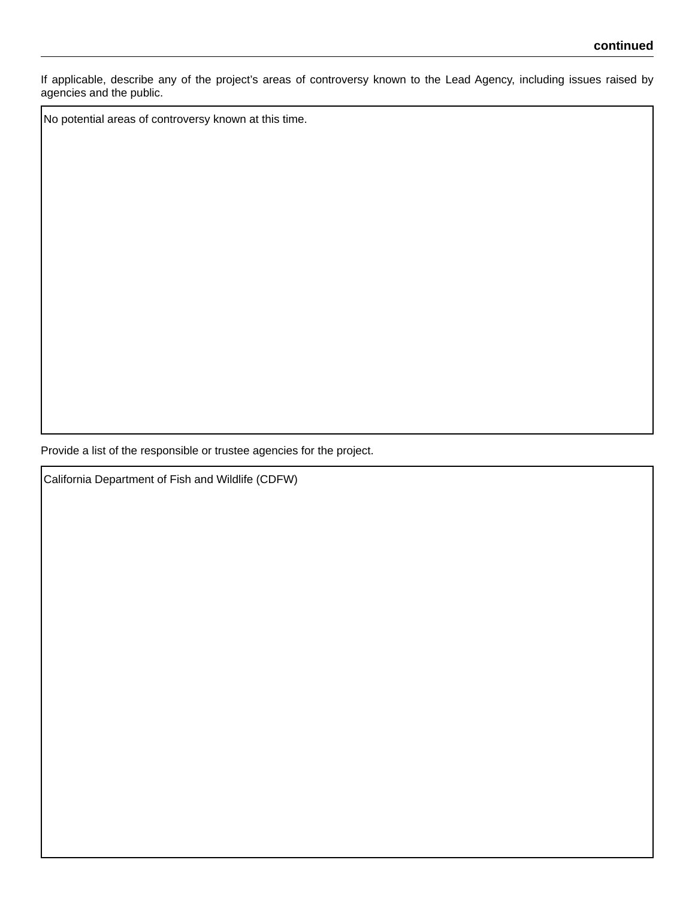**continued**

If applicable, describe any of the project's areas of controversy known to the Lead Agency, including issues raised by agencies and the public.

No potential areas of controversy known at this time.

Provide a list of the responsible or trustee agencies for the project.

California Department of Fish and Wildlife (CDFW)